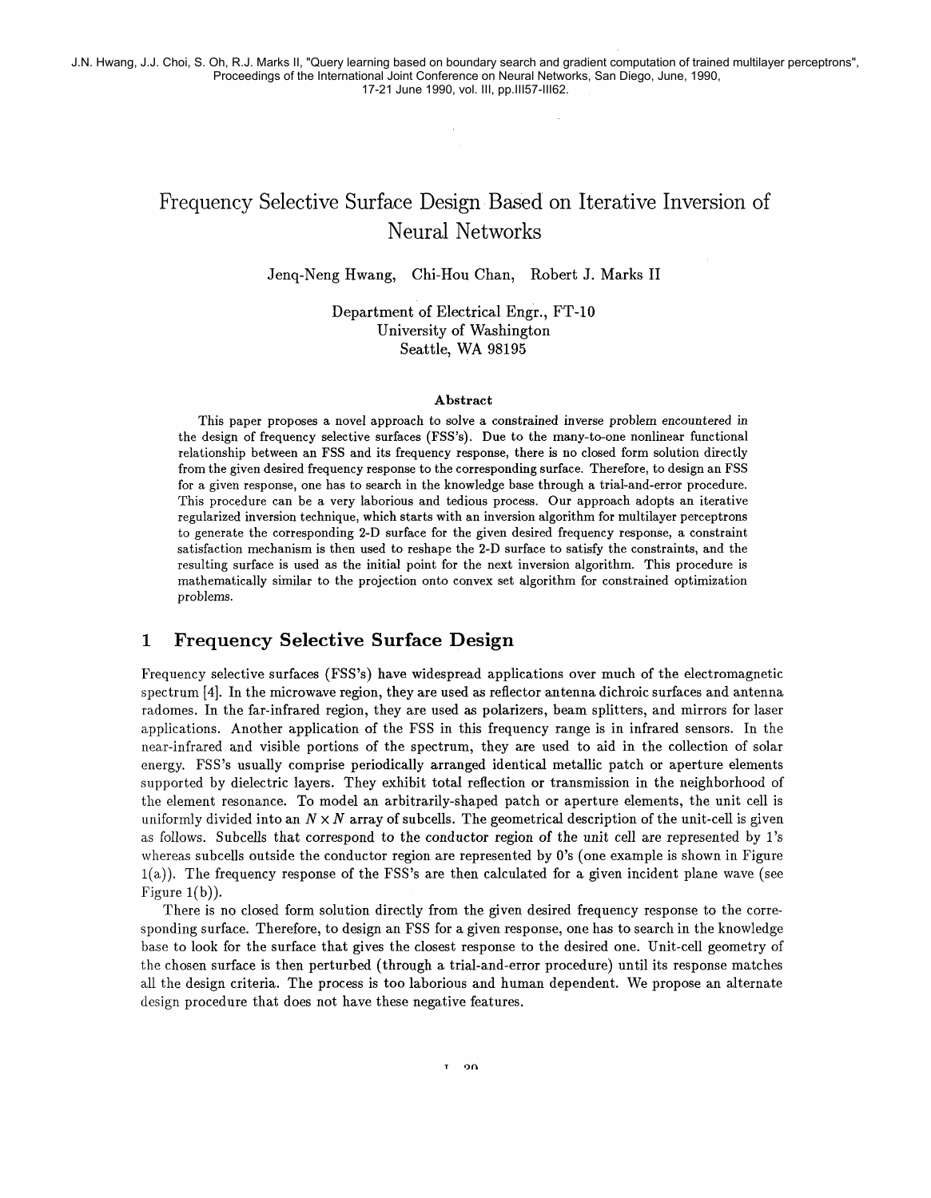J.N. Hwang, J.J. Choi, S. Oh, R.J. Marks II, "Query learning based on boundary search and gradient computation of trained multilayer perceptrons", Proceedings of the International Joint Conference on Neural Networks, San Diego, June, 1990, 17-21 June 1990, vol. III, pp.III57-III62.

# Frequency Selective Surface Design Based on Iterative Inversion of Neural Networks

Jenq-Neng Hwang, Chi-Hou Chan, Robert J. Marks II

Department of Electrical Engr., FT-10
University of Washington
Seattle, WA 98195

### Abstract

This paper proposes a novel approach to solve a constrained inverse problem encountered in the design of frequency selective surfaces (FSS's). Due to the many-to-one nonlinear functional relationship between an FSS and its frequency response, there is no closed form solution directly from the given desired frequency response to the corresponding surface. Therefore, to design an FSS for a given response, one has to search in the knowledge base through a trial-and-error procedure. This procedure can be a very laborious and tedious process. Our approach adopts an iterative regularized inversion technique, which starts with an inversion algorithm for multilayer perceptrons to generate the corresponding 2-D surface for the given desired frequency response, a constraint satisfaction mechanism is then used to reshape the 2-D surface to satisfy the constraints, and the resulting surface is used as the initial point for the next inversion algorithm. This procedure is mathematically similar to the projection onto convex set algorithm for constrained optimization problems.

## 1 Frequency Selective Surface Design

Frequency selective surfaces (FSS's) have widespread applications over much of the electromagnetic spectrum [4]. In the microwave region, they are used as reflector antenna dichroic surfaces and antenna radomes. In the far-infrared region, they are used as polarizers, beam splitters, and mirrors for laser applications. Another application of the FSS in this frequency range is in infrared sensors. In the near-infrared and visible portions of the spectrum, they are used to aid in the collection of solar energy. FSS's usually comprise periodically arranged identical metallic patch or aperture elements supported by dielectric layers. They exhibit total reflection or transmission in the neighborhood of the element resonance. To model an arbitrarily-shaped patch or aperture elements, the unit cell is uniformly divided into an $N \times N$ array of subcells. The geometrical description of the unit-cell is given as follows. Subcells that correspond to the conductor region of the unit cell are represented by 1's whereas subcells outside the conductor region are represented by 0's (one example is shown in Figure 1(a)). The frequency response of the FSS's are then calculated for a given incident plane wave (see Figure 1(b)).

There is no closed form solution directly from the given desired frequency response to the corresponding surface. Therefore, to design an FSS for a given response, one has to search in the knowledge base to look for the surface that gives the closest response to the desired one. Unit-cell geometry of the chosen surface is then perturbed (through a trial-and-error procedure) until its response matches all the design criteria. The process is too laborious and human dependent. We propose an alternate design procedure that does not have these negative features.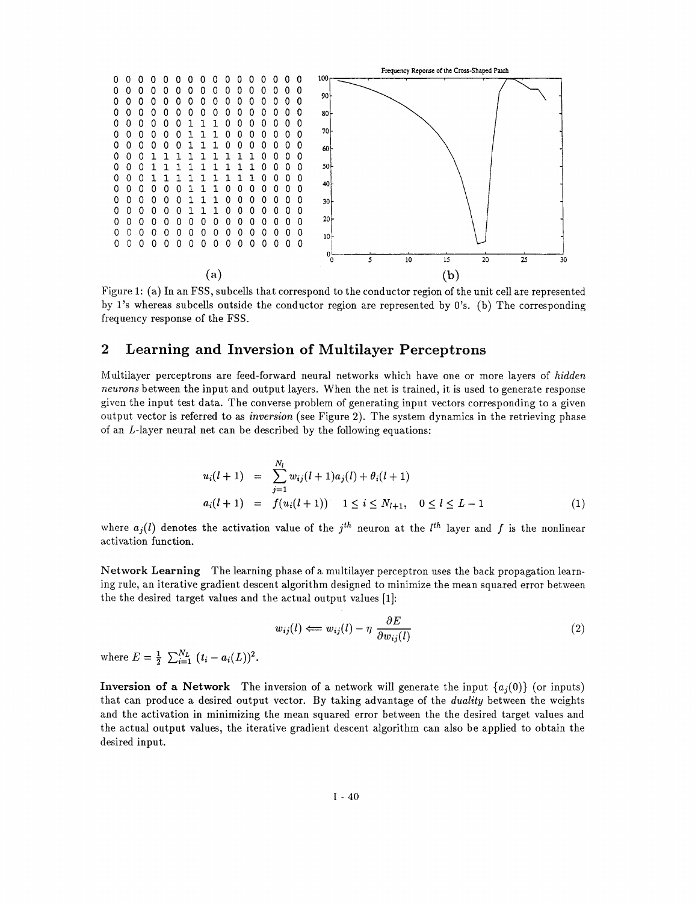```
0 0 0 0 0 0 0 0 0 0 0 0 0 0 0 0 0
0 0 0 0 0 0 0 0 0 0 0 0 0 0 0 0 0
0 0 0 0 0 0 0 0 0 0 0 0 0 0 0 0 0
0 0 0 0 0 0 0 0 0 0 0 0 0 0 0 0 0
0 0 0 0 0 0 1 1 1 0 0 0 0 0 0 0 0
0 0 0 0 0 0 1 1 1 0 0 0 0 0 0 0 0
0 0 0 0 0 0 1 1 1 0 0 0 0 0 0 0 0
0 0 0 1 1 1 1 1 1 1 1 1 1 0 0 0 0
0 0 0 1 1 1 1 1 1 1 1 1 1 0 0 0 0
0 0 0 1 1 1 1 1 1 1 1 1 1 0 0 0 0
0 0 0 0 0 0 1 1 1 0 0 0 0 0 0 0 0
0 0 0 0 0 0 1 1 1 0 0 0 0 0 0 0 0
0 0 0 0 0 0 1 1 1 0 0 0 0 0 0 0 0
0 0 0 0 0 0 0 0 0 0 0 0 0 0 0 0 0
0 0 0 0 0 0 0 0 0 0 0 0 0 0 0 0 0
0 0 0 0 0 0 0 0 0 0 0 0 0 0 0 0 0
```

(a) (b)

Figure 1: (a) In an FSS, subcells that correspond to the conductor region of the unit cell are represented by 1's whereas subcells outside the conductor region are represented by 0's. (b) The corresponding frequency response of the FSS.

## 2 Learning and Inversion of Multilayer Perceptrons

Multilayer perceptrons are feed-forward neural networks which have one or more layers of *hidden neurons* between the input and output layers. When the net is trained, it is used to generate response given the input test data. The converse problem of generating input vectors corresponding to a given output vector is referred to as *inversion* (see Figure 2). The system dynamics in the retrieving phase of an $L$-layer neural net can be described by the following equations:

$$
\begin{aligned}
u_i(l+1) &= \sum_{j=1}^{N_l} w_{ij}(l+1)a_j(l) + \theta_i(l+1) \\
a_i(l+1) &= f(u_i(l+1)) \quad 1 \le i \le N_{l+1}, \quad 0 \le l \le L-1
\end{aligned} \tag{1}
$$

where $a_j(l)$ denotes the activation value of the $j^{th}$ neuron at the $l^{th}$ layer and $f$ is the nonlinear activation function.

**Network Learning** The learning phase of a multilayer perceptron uses the back propagation learning rule, an iterative gradient descent algorithm designed to minimize the mean squared error between the the desired target values and the actual output values [1]:

$$
w_{ij}(l) \Longleftarrow w_{ij}(l) - \eta \frac{\partial E}{\partial w_{ij}(l)} \tag{2}
$$

where $E = \frac{1}{2}\sum_{i=1}^{N_L} (t_i - a_i(L))^2$.

**Inversion of a Network** The inversion of a network will generate the input $\{a_j(0)\}$ (or inputs) that can produce a desired output vector. By taking advantage of the *duality* between the weights and the activation in minimizing the mean squared error between the the desired target values and the actual output values, the iterative gradient descent algorithm can also be applied to obtain the desired input.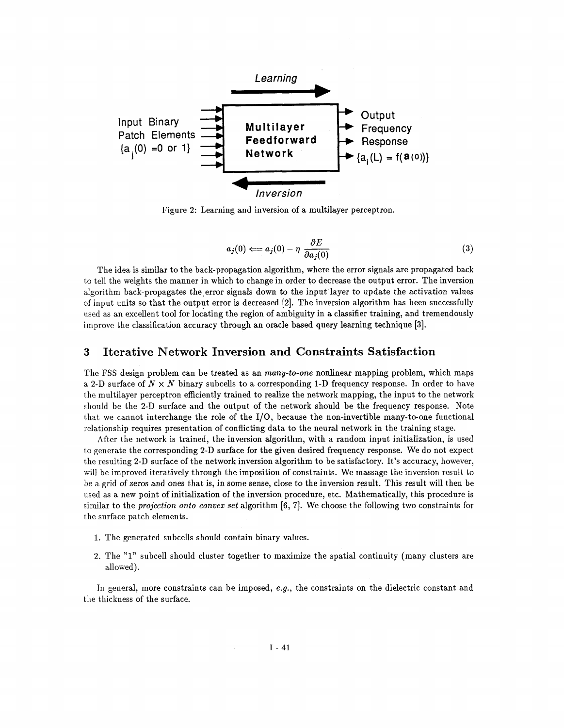Learning

Input Binary Patch Elements $\{a_j(0) = 0 \text{ or } 1\}$

**Multilayer Feedforward Network**

Output Frequency Response $\{a_i(L) = f(\mathbf{a}(0))\}$

Inversion

Figure 2: Learning and inversion of a multilayer perceptron.

$$a_j(0) \Longleftarrow a_j(0) - \eta \frac{\partial E}{\partial a_j(0)} \tag{3}$$

The idea is similar to the back-propagation algorithm, where the error signals are propagated back to tell the weights the manner in which to change in order to decrease the output error. The inversion algorithm back-propagates the error signals down to the input layer to update the activation values of input units so that the output error is decreased [2]. The inversion algorithm has been successfully used as an excellent tool for locating the region of ambiguity in a classifier training, and tremendously improve the classification accuracy through an oracle based query learning technique [3].

## 3 Iterative Network Inversion and Constraints Satisfaction

The FSS design problem can be treated as an *many-to-one* nonlinear mapping problem, which maps a 2-D surface of $N \times N$ binary subcells to a corresponding 1-D frequency response. In order to have the multilayer perceptron efficiently trained to realize the network mapping, the input to the network should be the 2-D surface and the output of the network should be the frequency response. Note that we cannot interchange the role of the I/O, because the non-invertible many-to-one functional relationship requires presentation of conflicting data to the neural network in the training stage.

After the network is trained, the inversion algorithm, with a random input initialization, is used to generate the corresponding 2-D surface for the given desired frequency response. We do not expect the resulting 2-D surface of the network inversion algorithm to be satisfactory. It's accuracy, however, will be improved iteratively through the imposition of constraints. We massage the inversion result to be a grid of zeros and ones that is, in some sense, close to the inversion result. This result will then be used as a new point of initialization of the inversion procedure, etc. Mathematically, this procedure is similar to the *projection onto convex set* algorithm [6, 7]. We choose the following two constraints for the surface patch elements.

1. The generated subcells should contain binary values.
2. The "1" subcell should cluster together to maximize the spatial continuity (many clusters are allowed).

In general, more constraints can be imposed, *e.g.*, the constraints on the dielectric constant and the thickness of the surface.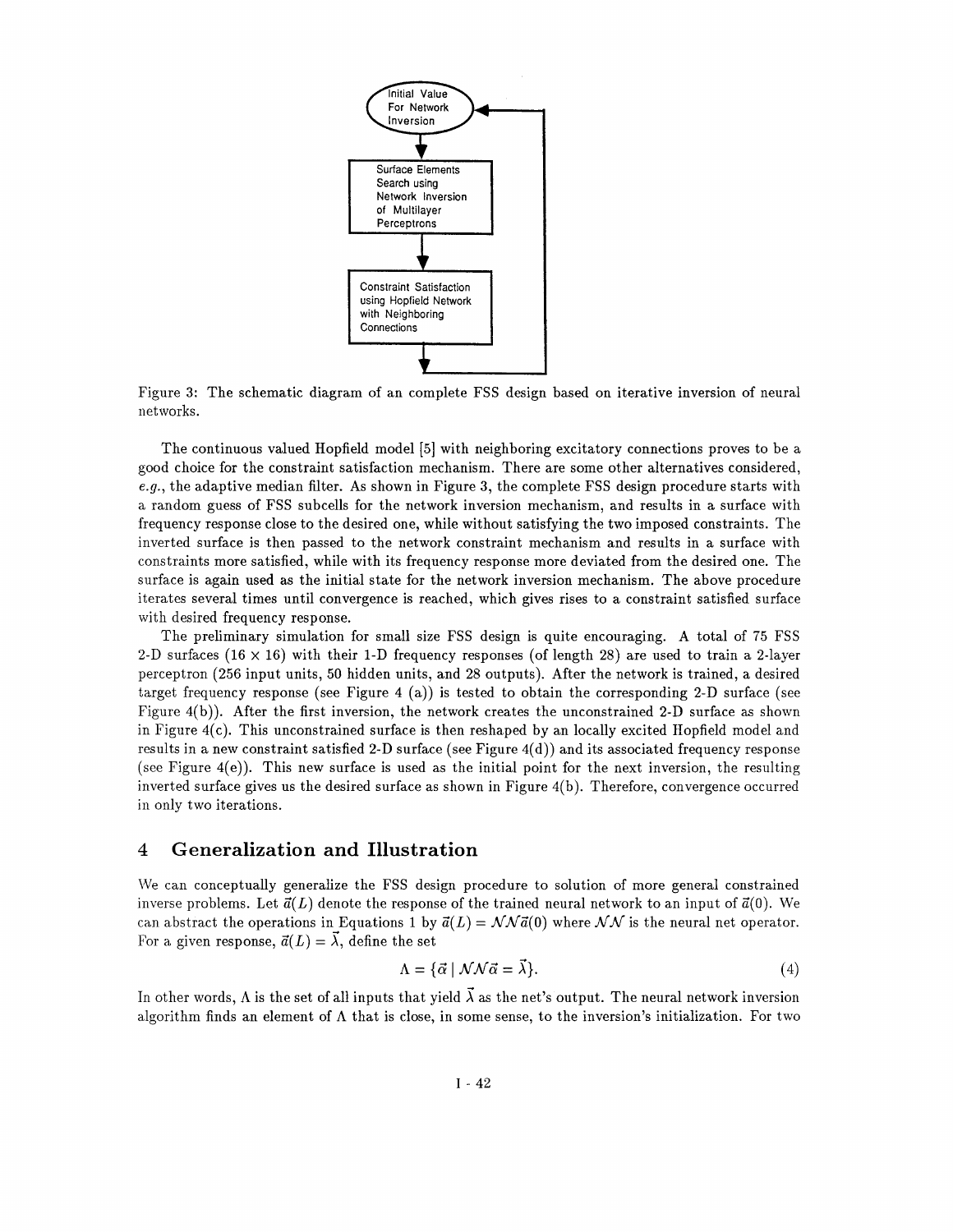Figure 3: The schematic diagram of an complete FSS design based on iterative inversion of neural networks.

The continuous valued Hopfield model [5] with neighboring excitatory connections proves to be a good choice for the constraint satisfaction mechanism. There are some other alternatives considered, *e.g.*, the adaptive median filter. As shown in Figure 3, the complete FSS design procedure starts with a random guess of FSS subcells for the network inversion mechanism, and results in a surface with frequency response close to the desired one, while without satisfying the two imposed constraints. The inverted surface is then passed to the network constraint mechanism and results in a surface with constraints more satisfied, while with its frequency response more deviated from the desired one. The surface is again used as the initial state for the network inversion mechanism. The above procedure iterates several times until convergence is reached, which gives rises to a constraint satisfied surface with desired frequency response.

The preliminary simulation for small size FSS design is quite encouraging. A total of 75 FSS 2-D surfaces ($16 \times 16$) with their 1-D frequency responses (of length 28) are used to train a 2-layer perceptron (256 input units, 50 hidden units, and 28 outputs). After the network is trained, a desired target frequency response (see Figure 4 (a)) is tested to obtain the corresponding 2-D surface (see Figure 4(b)). After the first inversion, the network creates the unconstrained 2-D surface as shown in Figure 4(c). This unconstrained surface is then reshaped by an locally excited Hopfield model and results in a new constraint satisfied 2-D surface (see Figure 4(d)) and its associated frequency response (see Figure 4(e)). This new surface is used as the initial point for the next inversion, the resulting inverted surface gives us the desired surface as shown in Figure 4(b). Therefore, convergence occurred in only two iterations.

## 4 Generalization and Illustration

We can conceptually generalize the FSS design procedure to solution of more general constrained inverse problems. Let $\vec{a}(L)$ denote the response of the trained neural network to an input of $\vec{a}(0)$. We can abstract the operations in Equations 1 by $\vec{a}(L) = \mathcal{NN}\vec{a}(0)$ where $\mathcal{NN}$ is the neural net operator. For a given response, $\vec{a}(L) = \vec{\lambda}$, define the set

$$\Lambda = \{\vec{\alpha} \mid \mathcal{NN}\vec{\alpha} = \vec{\lambda}\}. \tag{4}$$

In other words, $\Lambda$ is the set of all inputs that yield $\vec{\lambda}$ as the net's output. The neural network inversion algorithm finds an element of $\Lambda$ that is close, in some sense, to the inversion's initialization. For two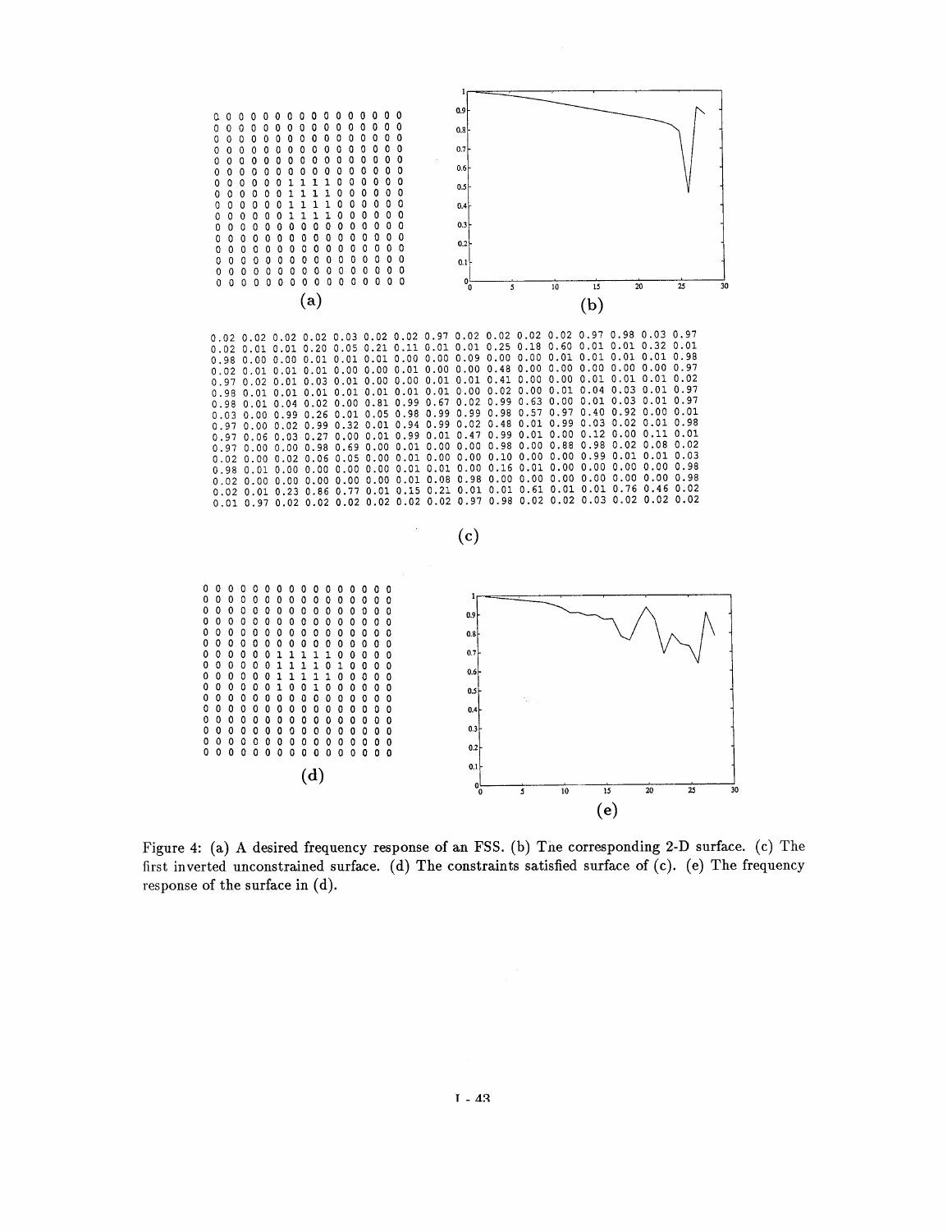```
0 0 0 0 0 0 0 0 0 0 0 0 0 0 0 0
0 0 0 0 0 0 0 0 0 0 0 0 0 0 0 0
0 0 0 0 0 0 0 0 0 0 0 0 0 0 0 0
0 0 0 0 0 0 0 0 0 0 0 0 0 0 0 0
0 0 0 0 0 0 0 0 0 0 0 0 0 0 0 0
0 0 0 0 0 0 0 0 0 0 0 0 0 0 0 0
0 0 0 0 0 0 1 1 1 1 0 0 0 0 0 0
0 0 0 0 0 0 1 1 1 1 0 0 0 0 0 0
0 0 0 0 0 0 1 1 1 1 0 0 0 0 0 0
0 0 0 0 0 0 1 1 1 1 0 0 0 0 0 0
0 0 0 0 0 0 0 0 0 0 0 0 0 0 0 0
0 0 0 0 0 0 0 0 0 0 0 0 0 0 0 0
0 0 0 0 0 0 0 0 0 0 0 0 0 0 0 0
0 0 0 0 0 0 0 0 0 0 0 0 0 0 0 0
0 0 0 0 0 0 0 0 0 0 0 0 0 0 0 0
0 0 0 0 0 0 0 0 0 0 0 0 0 0 0 0
```

(a)

(b)

```
0.02 0.02 0.02 0.02 0.03 0.02 0.02 0.97 0.02 0.02 0.02 0.02 0.97 0.98 0.03 0.97
0.02 0.01 0.01 0.20 0.05 0.21 0.11 0.01 0.01 0.25 0.18 0.60 0.01 0.01 0.32 0.01
0.98 0.00 0.00 0.01 0.01 0.01 0.00 0.00 0.09 0.00 0.00 0.01 0.01 0.01 0.01 0.98
0.02 0.01 0.01 0.01 0.00 0.00 0.01 0.00 0.00 0.48 0.00 0.00 0.00 0.00 0.00 0.97
0.97 0.02 0.01 0.03 0.01 0.00 0.00 0.01 0.01 0.41 0.00 0.00 0.01 0.01 0.01 0.02
0.98 0.01 0.01 0.01 0.01 0.01 0.01 0.01 0.00 0.02 0.00 0.01 0.04 0.03 0.01 0.97
0.98 0.01 0.04 0.02 0.00 0.81 0.99 0.67 0.02 0.99 0.63 0.00 0.01 0.03 0.01 0.97
0.03 0.00 0.99 0.26 0.01 0.05 0.98 0.99 0.99 0.98 0.57 0.97 0.40 0.92 0.00 0.01
0.97 0.00 0.02 0.99 0.32 0.01 0.94 0.99 0.02 0.48 0.01 0.99 0.03 0.02 0.01 0.98
0.97 0.06 0.03 0.27 0.00 0.01 0.99 0.01 0.47 0.99 0.01 0.00 0.12 0.00 0.11 0.01
0.97 0.00 0.00 0.98 0.69 0.00 0.01 0.00 0.00 0.98 0.00 0.88 0.98 0.02 0.08 0.02
0.02 0.00 0.02 0.06 0.05 0.00 0.01 0.00 0.00 0.10 0.00 0.00 0.99 0.01 0.01 0.03
0.98 0.01 0.00 0.00 0.00 0.00 0.01 0.01 0.00 0.16 0.01 0.00 0.00 0.00 0.00 0.98
0.02 0.00 0.00 0.00 0.00 0.00 0.01 0.08 0.98 0.00 0.00 0.00 0.00 0.00 0.00 0.98
0.02 0.01 0.23 0.86 0.77 0.01 0.15 0.21 0.01 0.01 0.61 0.01 0.01 0.76 0.46 0.02
0.01 0.97 0.02 0.02 0.02 0.02 0.02 0.02 0.97 0.98 0.02 0.02 0.03 0.02 0.02 0.02
```

(c)

```
0 0 0 0 0 0 0 0 0 0 0 0 0 0 0 0
0 0 0 0 0 0 0 0 0 0 0 0 0 0 0 0
0 0 0 0 0 0 0 0 0 0 0 0 0 0 0 0
0 0 0 0 0 0 0 0 0 0 0 0 0 0 0 0
0 0 0 0 0 0 0 0 0 0 0 0 0 0 0 0
0 0 0 0 0 0 0 0 0 0 0 0 0 0 0 0
0 0 0 0 0 0 1 1 1 1 1 0 0 0 0 0
0 0 0 0 0 0 1 1 1 1 0 1 0 0 0 0
0 0 0 0 0 0 1 1 1 1 1 0 0 0 0 0
0 0 0 0 0 0 1 0 0 1 0 0 0 0 0 0
0 0 0 0 0 0 0 0 0 0 0 0 0 0 0 0
0 0 0 0 0 0 0 0 0 0 0 0 0 0 0 0
0 0 0 0 0 0 0 0 0 0 0 0 0 0 0 0
0 0 0 0 0 0 0 0 0 0 0 0 0 0 0 0
0 0 0 0 0 0 0 0 0 0 0 0 0 0 0 0
0 0 0 0 0 0 0 0 0 0 0 0 0 0 0 0
```

(d)

(e)

Figure 4: (a) A desired frequency response of an FSS. (b) The corresponding 2-D surface. (c) The first inverted unconstrained surface. (d) The constraints satisfied surface of (c). (e) The frequency response of the surface in (d).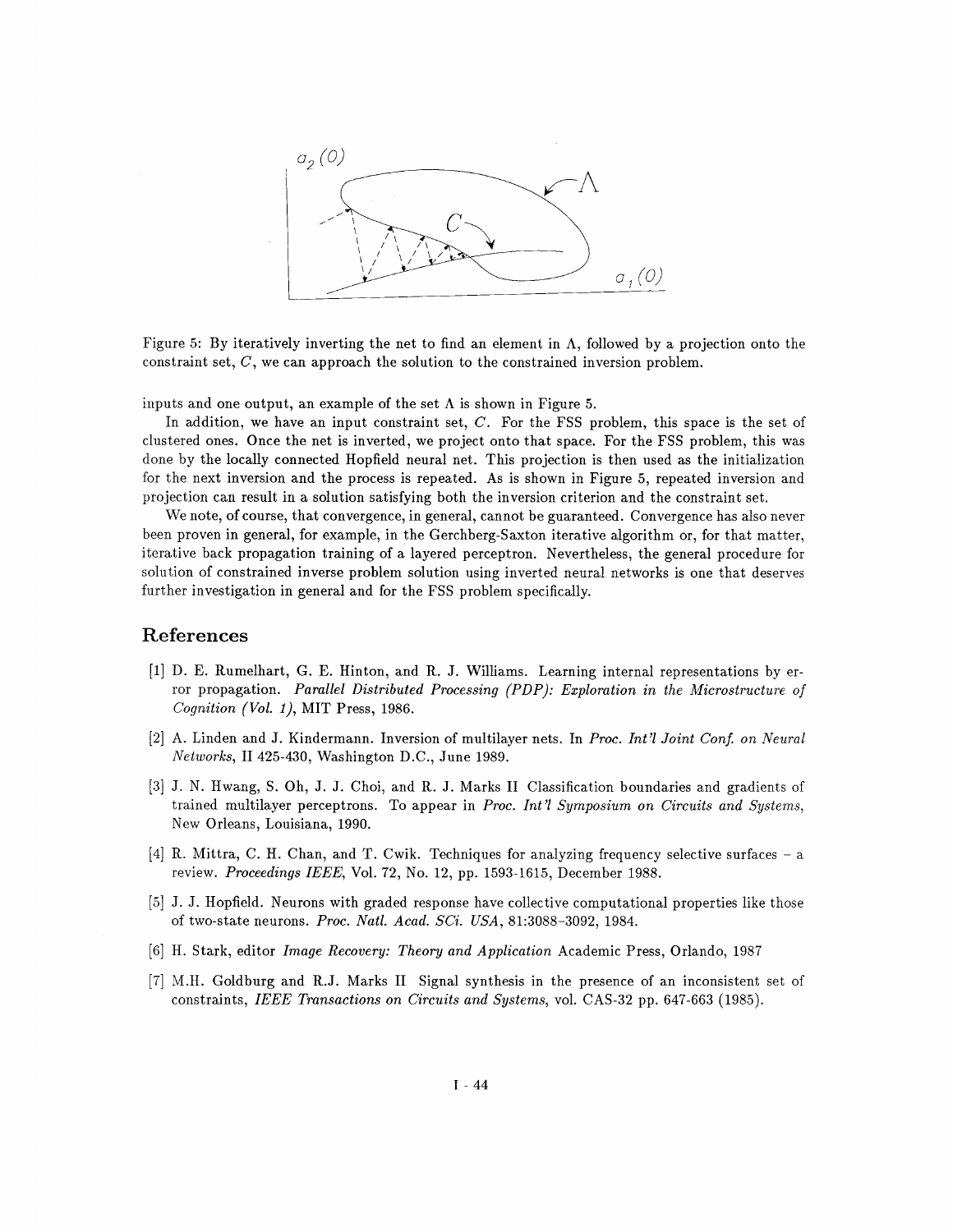$a_2(0)$

$\Lambda$

$C$

$a_1(0)$

Figure 5: By iteratively inverting the net to find an element in $\Lambda$, followed by a projection onto the constraint set, $C$, we can approach the solution to the constrained inversion problem.

inputs and one output, an example of the set $\Lambda$ is shown in Figure 5.

In addition, we have an input constraint set, $C$. For the FSS problem, this space is the set of clustered ones. Once the net is inverted, we project onto that space. For the FSS problem, this was done by the locally connected Hopfield neural net. This projection is then used as the initialization for the next inversion and the process is repeated. As is shown in Figure 5, repeated inversion and projection can result in a solution satisfying both the inversion criterion and the constraint set.

We note, of course, that convergence, in general, cannot be guaranteed. Convergence has also never been proven in general, for example, in the Gerchberg-Saxton iterative algorithm or, for that matter, iterative back propagation training of a layered perceptron. Nevertheless, the general procedure for solution of constrained inverse problem solution using inverted neural networks is one that deserves further investigation in general and for the FSS problem specifically.

## References

[1] D. E. Rumelhart, G. E. Hinton, and R. J. Williams. Learning internal representations by error propagation. *Parallel Distributed Processing (PDP): Exploration in the Microstructure of Cognition (Vol. 1)*, MIT Press, 1986.

[2] A. Linden and J. Kindermann. Inversion of multilayer nets. In *Proc. Int'l Joint Conf. on Neural Networks*, II 425-430, Washington D.C., June 1989.

[3] J. N. Hwang, S. Oh, J. J. Choi, and R. J. Marks II Classification boundaries and gradients of trained multilayer perceptrons. To appear in *Proc. Int'l Symposium on Circuits and Systems*, New Orleans, Louisiana, 1990.

[4] R. Mittra, C. H. Chan, and T. Cwik. Techniques for analyzing frequency selective surfaces – a review. *Proceedings IEEE*, Vol. 72, No. 12, pp. 1593-1615, December 1988.

[5] J. J. Hopfield. Neurons with graded response have collective computational properties like those of two-state neurons. *Proc. Natl. Acad. SCi. USA*, 81:3088–3092, 1984.

[6] H. Stark, editor *Image Recovery: Theory and Application* Academic Press, Orlando, 1987

[7] M.H. Goldburg and R.J. Marks II Signal synthesis in the presence of an inconsistent set of constraints, *IEEE Transactions on Circuits and Systems*, vol. CAS-32 pp. 647-663 (1985).